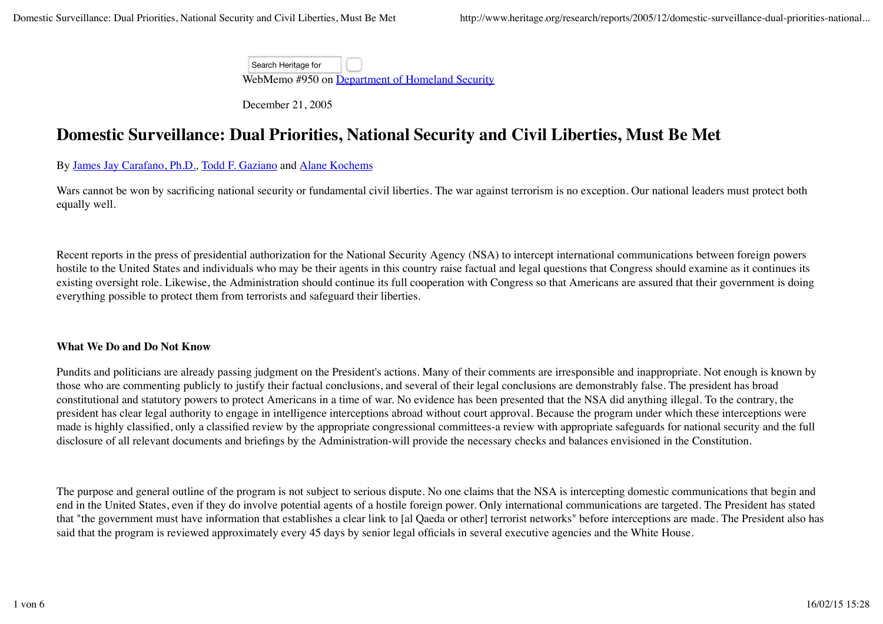Search Heritage for

WebMemo #950 on [Department of Homeland Security]

December 21, 2005

# Domestic Surveillance: Dual Priorities, National Security and Civil Liberties, Must Be Met

By [James Jay Carafano, Ph.D.], [Todd F. Gaziano] and [Alane Kochems]

Wars cannot be won by sacrificing national security or fundamental civil liberties. The war against terrorism is no exception. Our national leaders must protect both equally well.

Recent reports in the press of presidential authorization for the National Security Agency (NSA) to intercept international communications between foreign powers hostile to the United States and individuals who may be their agents in this country raise factual and legal questions that Congress should examine as it continues its existing oversight role. Likewise, the Administration should continue its full cooperation with Congress so that Americans are assured that their government is doing everything possible to protect them from terrorists and safeguard their liberties.

**What We Do and Do Not Know**

Pundits and politicians are already passing judgment on the President's actions. Many of their comments are irresponsible and inappropriate. Not enough is known by those who are commenting publicly to justify their factual conclusions, and several of their legal conclusions are demonstrably false. The president has broad constitutional and statutory powers to protect Americans in a time of war. No evidence has been presented that the NSA did anything illegal. To the contrary, the president has clear legal authority to engage in intelligence interceptions abroad without court approval. Because the program under which these interceptions were made is highly classified, only a classified review by the appropriate congressional committees-a review with appropriate safeguards for national security and the full disclosure of all relevant documents and briefings by the Administration-will provide the necessary checks and balances envisioned in the Constitution.

The purpose and general outline of the program is not subject to serious dispute. No one claims that the NSA is intercepting domestic communications that begin and end in the United States, even if they do involve potential agents of a hostile foreign power. Only international communications are targeted. The President has stated that "the government must have information that establishes a clear link to [al Qaeda or other] terrorist networks" before interceptions are made. The President also has said that the program is reviewed approximately every 45 days by senior legal officials in several executive agencies and the White House.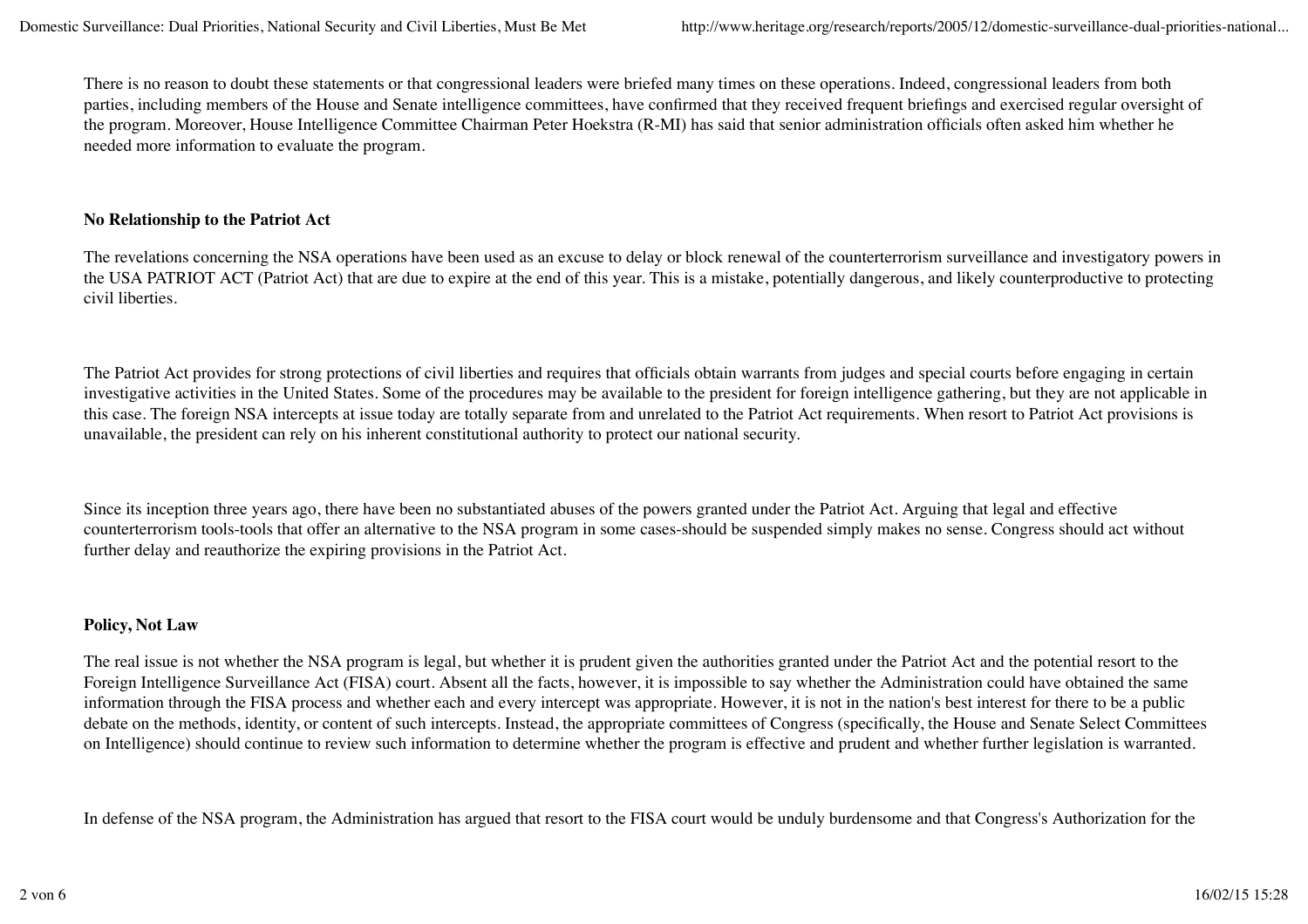There is no reason to doubt these statements or that congressional leaders were briefed many times on these operations. Indeed, congressional leaders from both parties, including members of the House and Senate intelligence committees, have confirmed that they received frequent briefings and exercised regular oversight of the program. Moreover, House Intelligence Committee Chairman Peter Hoekstra (R-MI) has said that senior administration officials often asked him whether he needed more information to evaluate the program.

**No Relationship to the Patriot Act**

The revelations concerning the NSA operations have been used as an excuse to delay or block renewal of the counterterrorism surveillance and investigatory powers in the USA PATRIOT ACT (Patriot Act) that are due to expire at the end of this year. This is a mistake, potentially dangerous, and likely counterproductive to protecting civil liberties.

The Patriot Act provides for strong protections of civil liberties and requires that officials obtain warrants from judges and special courts before engaging in certain investigative activities in the United States. Some of the procedures may be available to the president for foreign intelligence gathering, but they are not applicable in this case. The foreign NSA intercepts at issue today are totally separate from and unrelated to the Patriot Act requirements. When resort to Patriot Act provisions is unavailable, the president can rely on his inherent constitutional authority to protect our national security.

Since its inception three years ago, there have been no substantiated abuses of the powers granted under the Patriot Act. Arguing that legal and effective counterterrorism tools-tools that offer an alternative to the NSA program in some cases-should be suspended simply makes no sense. Congress should act without further delay and reauthorize the expiring provisions in the Patriot Act.

**Policy, Not Law**

The real issue is not whether the NSA program is legal, but whether it is prudent given the authorities granted under the Patriot Act and the potential resort to the Foreign Intelligence Surveillance Act (FISA) court. Absent all the facts, however, it is impossible to say whether the Administration could have obtained the same information through the FISA process and whether each and every intercept was appropriate. However, it is not in the nation's best interest for there to be a public debate on the methods, identity, or content of such intercepts. Instead, the appropriate committees of Congress (specifically, the House and Senate Select Committees on Intelligence) should continue to review such information to determine whether the program is effective and prudent and whether further legislation is warranted.

In defense of the NSA program, the Administration has argued that resort to the FISA court would be unduly burdensome and that Congress's Authorization for the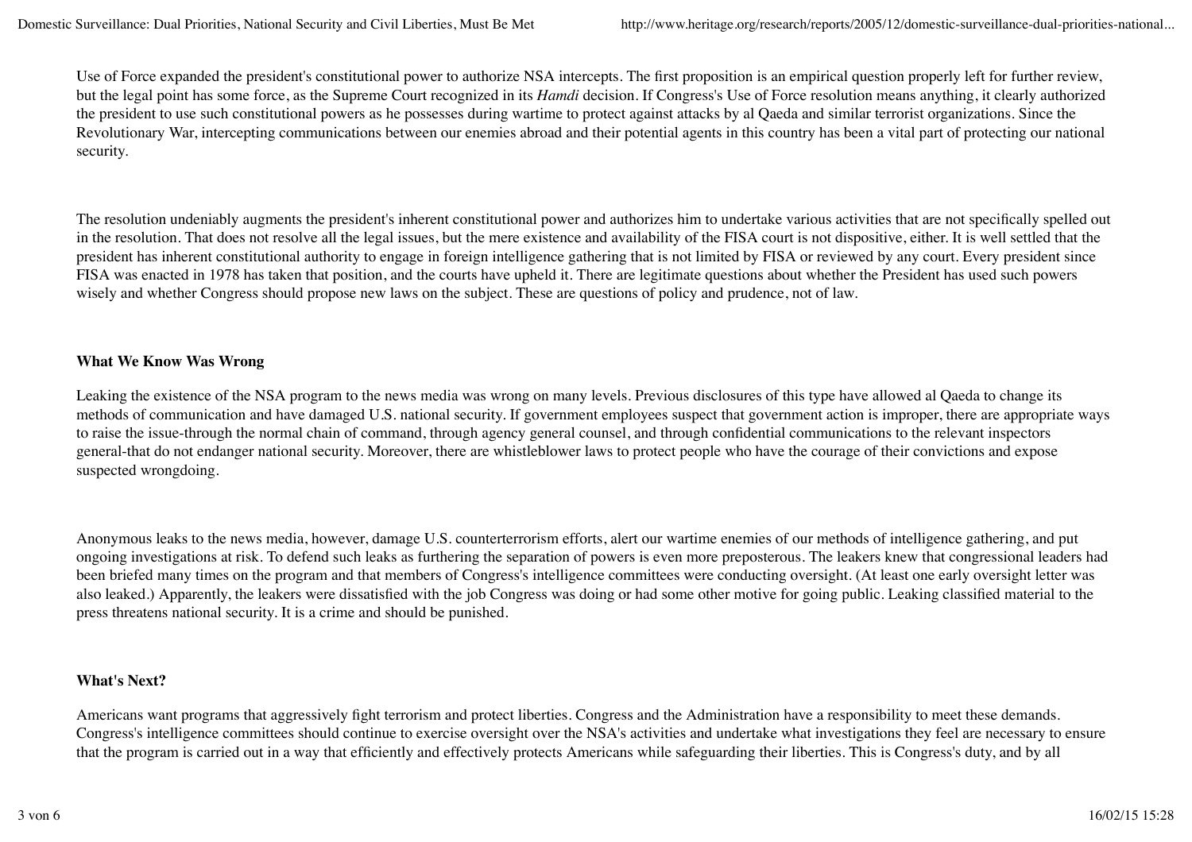Use of Force expanded the president's constitutional power to authorize NSA intercepts. The first proposition is an empirical question properly left for further review, but the legal point has some force, as the Supreme Court recognized in its *Hamdi* decision. If Congress's Use of Force resolution means anything, it clearly authorized the president to use such constitutional powers as he possesses during wartime to protect against attacks by al Qaeda and similar terrorist organizations. Since the Revolutionary War, intercepting communications between our enemies abroad and their potential agents in this country has been a vital part of protecting our national security.

The resolution undeniably augments the president's inherent constitutional power and authorizes him to undertake various activities that are not specifically spelled out in the resolution. That does not resolve all the legal issues, but the mere existence and availability of the FISA court is not dispositive, either. It is well settled that the president has inherent constitutional authority to engage in foreign intelligence gathering that is not limited by FISA or reviewed by any court. Every president since FISA was enacted in 1978 has taken that position, and the courts have upheld it. There are legitimate questions about whether the President has used such powers wisely and whether Congress should propose new laws on the subject. These are questions of policy and prudence, not of law.

**What We Know Was Wrong**

Leaking the existence of the NSA program to the news media was wrong on many levels. Previous disclosures of this type have allowed al Qaeda to change its methods of communication and have damaged U.S. national security. If government employees suspect that government action is improper, there are appropriate ways to raise the issue-through the normal chain of command, through agency general counsel, and through confidential communications to the relevant inspectors general-that do not endanger national security. Moreover, there are whistleblower laws to protect people who have the courage of their convictions and expose suspected wrongdoing.

Anonymous leaks to the news media, however, damage U.S. counterterrorism efforts, alert our wartime enemies of our methods of intelligence gathering, and put ongoing investigations at risk. To defend such leaks as furthering the separation of powers is even more preposterous. The leakers knew that congressional leaders had been briefed many times on the program and that members of Congress's intelligence committees were conducting oversight. (At least one early oversight letter was also leaked.) Apparently, the leakers were dissatisfied with the job Congress was doing or had some other motive for going public. Leaking classified material to the press threatens national security. It is a crime and should be punished.

**What's Next?**

Americans want programs that aggressively fight terrorism and protect liberties. Congress and the Administration have a responsibility to meet these demands. Congress's intelligence committees should continue to exercise oversight over the NSA's activities and undertake what investigations they feel are necessary to ensure that the program is carried out in a way that efficiently and effectively protects Americans while safeguarding their liberties. This is Congress's duty, and by all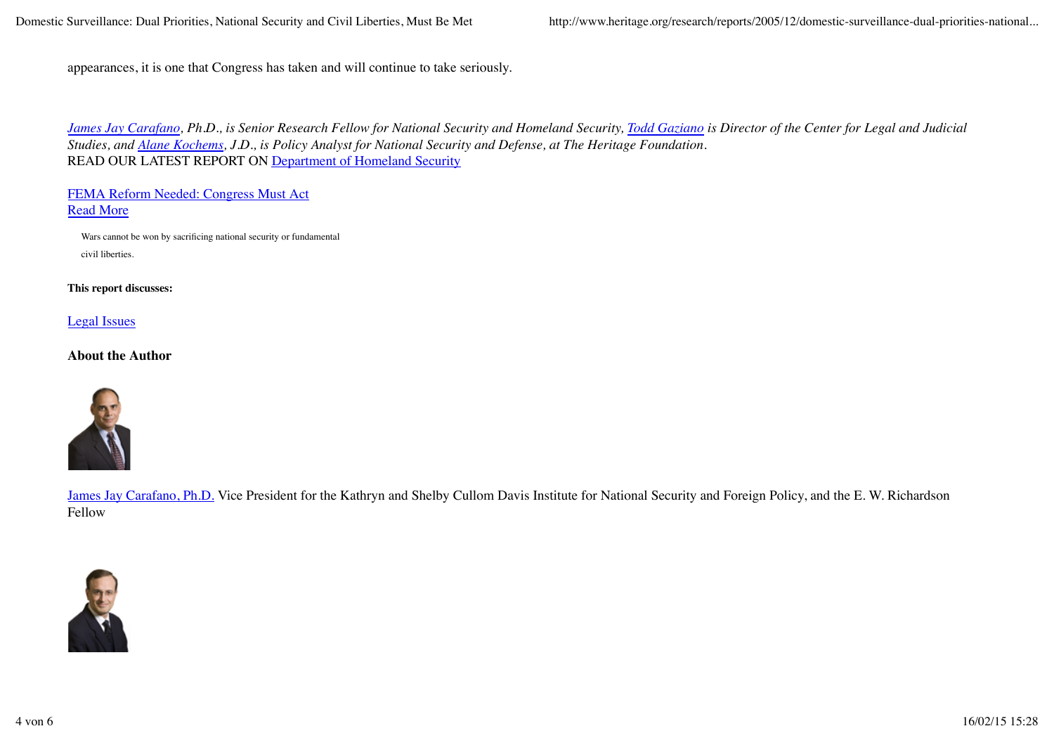appearances, it is one that Congress has taken and will continue to take seriously.

*James Jay Carafano, Ph.D., is Senior Research Fellow for National Security and Homeland Security, Todd Gaziano is Director of the Center for Legal and Judicial Studies, and Alane Kochems, J.D., is Policy Analyst for National Security and Defense, at The Heritage Foundation.*

READ OUR LATEST REPORT ON Department of Homeland Security

FEMA Reform Needed: Congress Must Act

Read More

Wars cannot be won by sacrificing national security or fundamental civil liberties.

**This report discusses:**

Legal Issues

**About the Author**

James Jay Carafano, Ph.D. Vice President for the Kathryn and Shelby Cullom Davis Institute for National Security and Foreign Policy, and the E. W. Richardson Fellow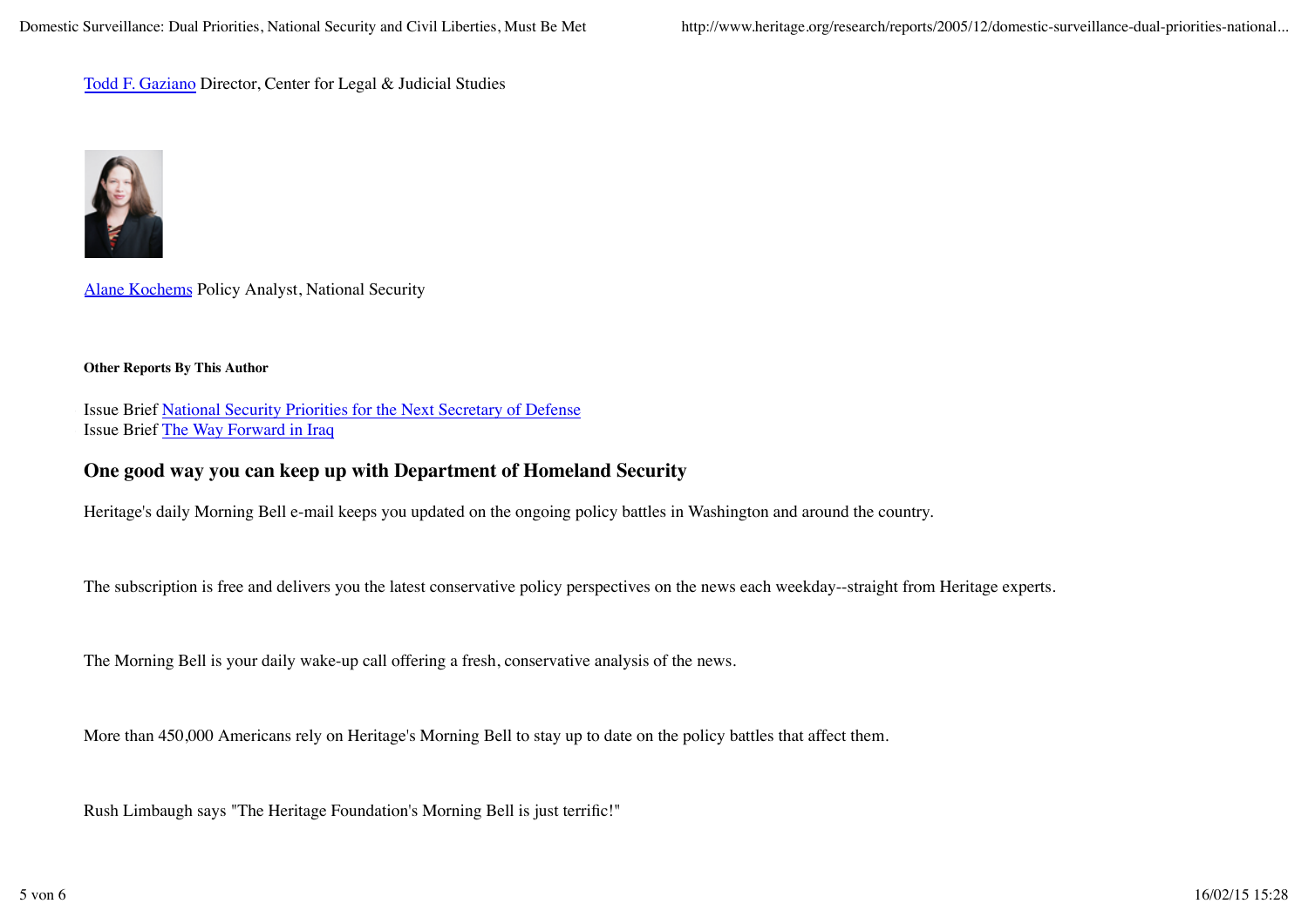[Todd F. Gaziano] Director, Center for Legal & Judicial Studies

[Alane Kochems] Policy Analyst, National Security

**Other Reports By This Author**

Issue Brief [National Security Priorities for the Next Secretary of Defense]
Issue Brief [The Way Forward in Iraq]

### One good way you can keep up with Department of Homeland Security

Heritage's daily Morning Bell e-mail keeps you updated on the ongoing policy battles in Washington and around the country.

The subscription is free and delivers you the latest conservative policy perspectives on the news each weekday--straight from Heritage experts.

The Morning Bell is your daily wake-up call offering a fresh, conservative analysis of the news.

More than 450,000 Americans rely on Heritage's Morning Bell to stay up to date on the policy battles that affect them.

Rush Limbaugh says "The Heritage Foundation's Morning Bell is just terrific!"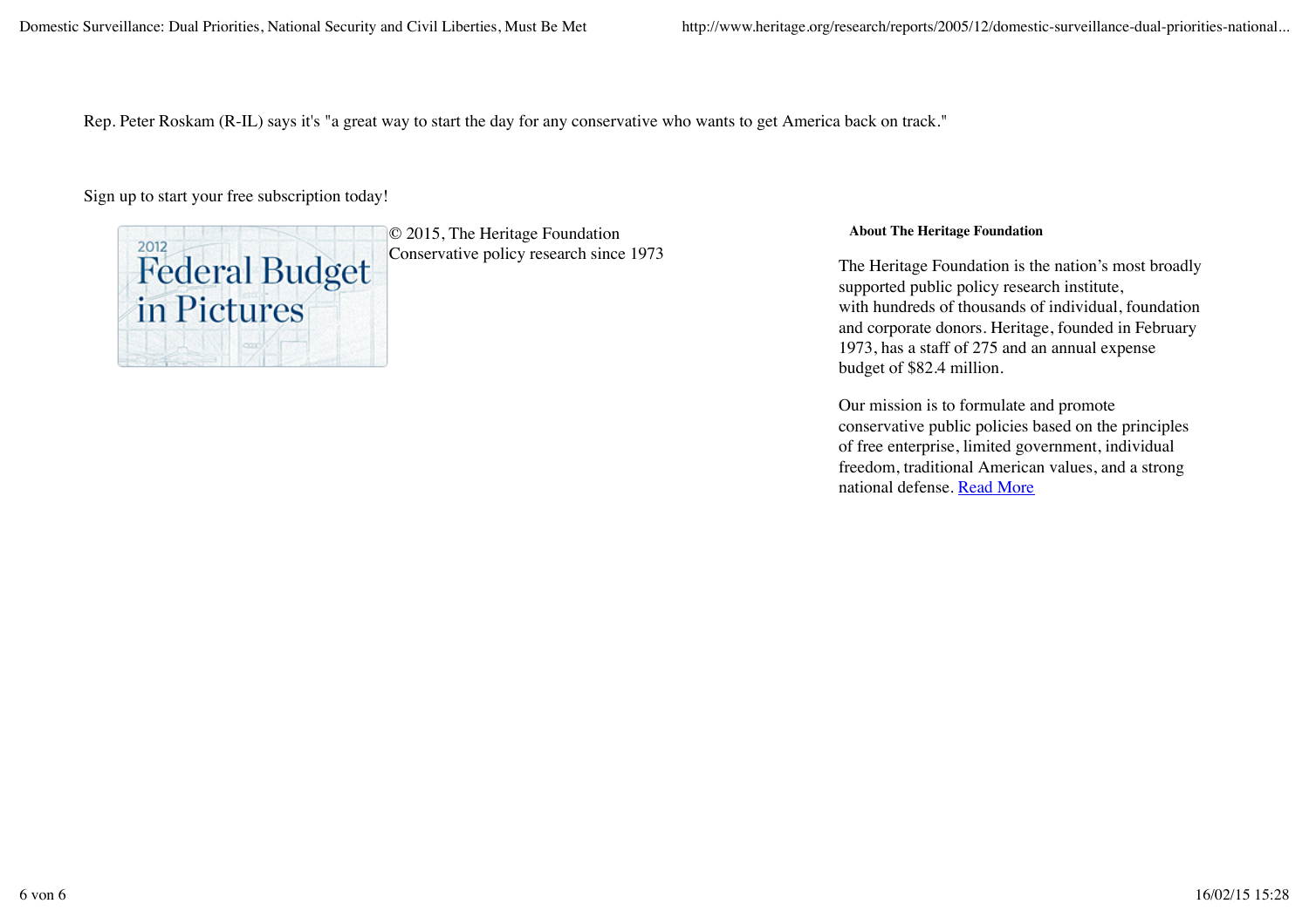Rep. Peter Roskam (R-IL) says it's "a great way to start the day for any conservative who wants to get America back on track."

Sign up to start your free subscription today!

2012 Federal Budget in Pictures

© 2015, The Heritage Foundation
Conservative policy research since 1973

**About The Heritage Foundation**

The Heritage Foundation is the nation's most broadly supported public policy research institute, with hundreds of thousands of individual, foundation and corporate donors. Heritage, founded in February 1973, has a staff of 275 and an annual expense budget of $82.4 million.

Our mission is to formulate and promote conservative public policies based on the principles of free enterprise, limited government, individual freedom, traditional American values, and a strong national defense. Read More